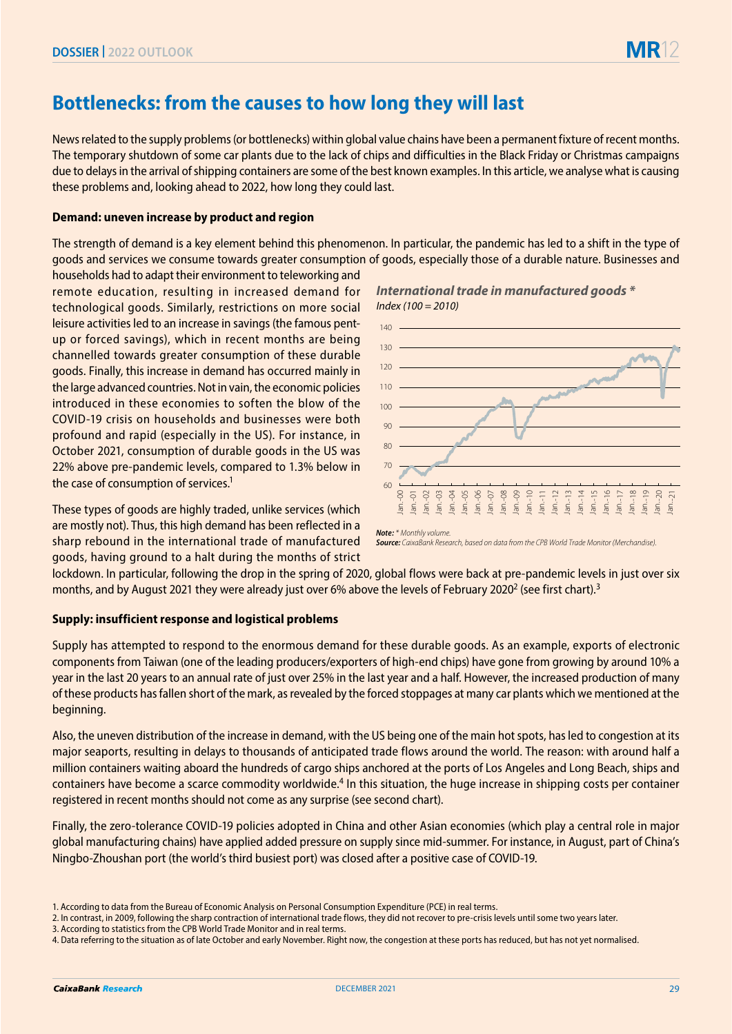# Bottlenecks: from the causes to how long they will last

News related to the supply problems (or bottlenecks) within global value chains have been a permanent fixture of recent months. The temporary shutdown of some car plants due to the lack of chips and difficulties in the Black Friday or Christmas campaigns due to delays in the arrival of shipping containers are some of the best known examples. In this article, we analyse what is causing these problems and, looking ahead to 2022, how long they could last.

### Demand: uneven increase by product and region

The strength of demand is a key element behind this phenomenon. In particular, the pandemic has led to a shift in the type of goods and services we consume towards greater consumption of goods, especially those of a durable nature. Businesses and households had to adapt their environment to teleworking and remote education, resulting in increased demand for technological goods. Similarly, restrictions on more social leisure activities led to an increase in savings (the famous pent-up or forced savings), which in recent months are being channelled towards greater consumption of these durable goods. Finally, this increase in demand has occurred mainly in the large advanced countries. Not in vain, the economic policies introduced in these economies to soften the blow of the COVID-19 crisis on households and businesses were both profound and rapid (especially in the US). For instance, in October 2021, consumption of durable goods in the US was 22% above pre-pandemic levels, compared to 1.3% below in the case of consumption of services.[1]

These types of goods are highly traded, unlike services (which are mostly not). Thus, this high demand has been reflected in a sharp rebound in the international trade of manufactured goods, having ground to a halt during the months of strict lockdown. In particular, following the drop in the spring of 2020, global flows were back at pre-pandemic levels in just over six months, and by August 2021 they were already just over 6% above the levels of February 2020[2] (see first chart).[3]

***International trade in manufactured goods \****
*Index (100 = 2010)*

***Note:*** *\* Monthly volume.*
***Source:*** *CaixaBank Research, based on data from the CPB World Trade Monitor (Merchandise).*

### Supply: insufficient response and logistical problems

Supply has attempted to respond to the enormous demand for these durable goods. As an example, exports of electronic components from Taiwan (one of the leading producers/exporters of high-end chips) have gone from growing by around 10% a year in the last 20 years to an annual rate of just over 25% in the last year and a half. However, the increased production of many of these products has fallen short of the mark, as revealed by the forced stoppages at many car plants which we mentioned at the beginning.

Also, the uneven distribution of the increase in demand, with the US being one of the main hot spots, has led to congestion at its major seaports, resulting in delays to thousands of anticipated trade flows around the world. The reason: with around half a million containers waiting aboard the hundreds of cargo ships anchored at the ports of Los Angeles and Long Beach, ships and containers have become a scarce commodity worldwide.[4] In this situation, the huge increase in shipping costs per container registered in recent months should not come as any surprise (see second chart).

Finally, the zero-tolerance COVID-19 policies adopted in China and other Asian economies (which play a central role in major global manufacturing chains) have applied added pressure on supply since mid-summer. For instance, in August, part of China's Ningbo-Zhoushan port (the world's third busiest port) was closed after a positive case of COVID-19.

1. According to data from the Bureau of Economic Analysis on Personal Consumption Expenditure (PCE) in real terms.
2. In contrast, in 2009, following the sharp contraction of international trade flows, they did not recover to pre-crisis levels until some two years later.
3. According to statistics from the CPB World Trade Monitor and in real terms.
4. Data referring to the situation as of late October and early November. Right now, the congestion at these ports has reduced, but has not yet normalised.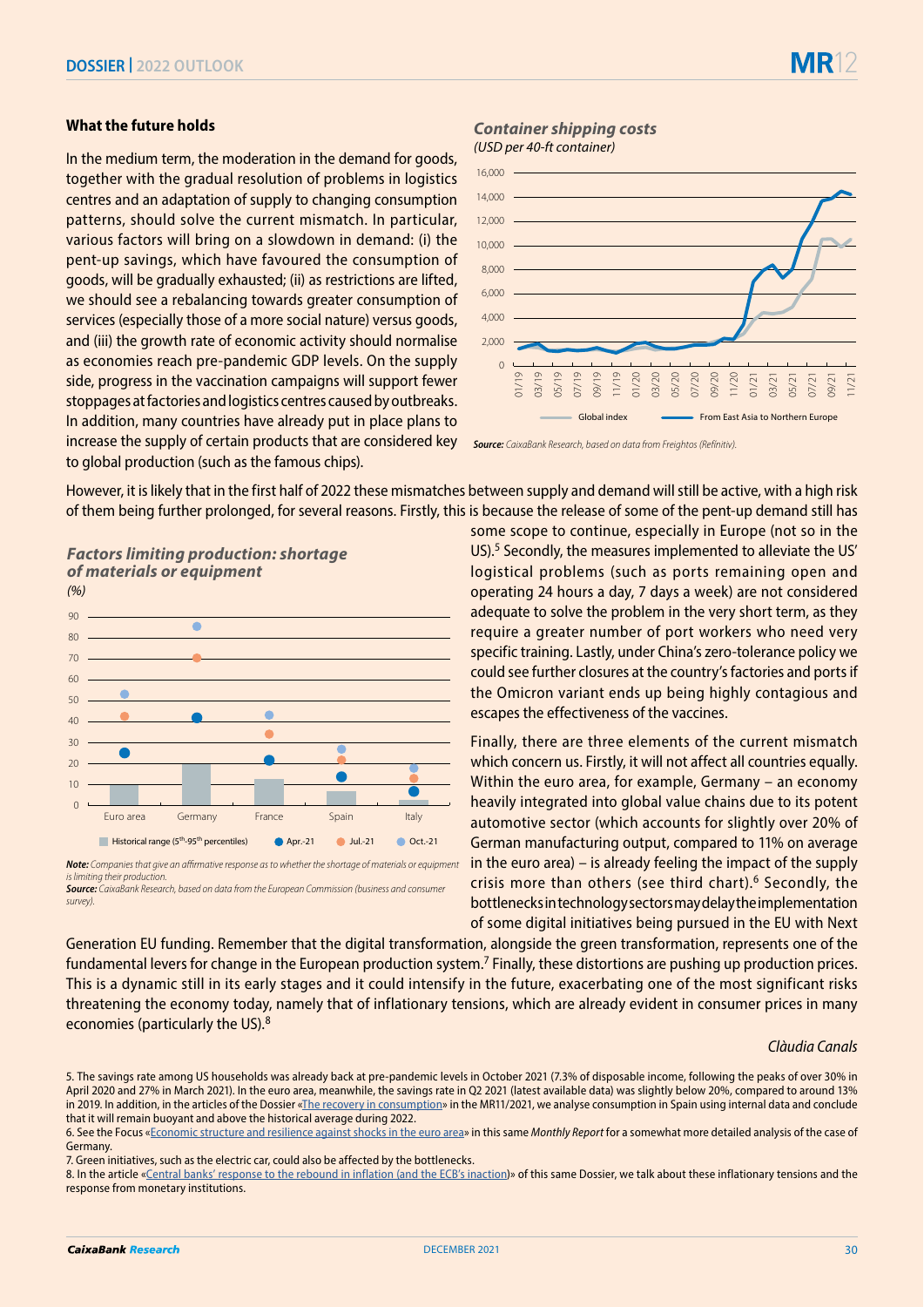### What the future holds

In the medium term, the moderation in the demand for goods, together with the gradual resolution of problems in logistics centres and an adaptation of supply to changing consumption patterns, should solve the current mismatch. In particular, various factors will bring on a slowdown in demand: (i) the pent-up savings, which have favoured the consumption of goods, will be gradually exhausted; (ii) as restrictions are lifted, we should see a rebalancing towards greater consumption of services (especially those of a more social nature) versus goods, and (iii) the growth rate of economic activity should normalise as economies reach pre-pandemic GDP levels. On the supply side, progress in the vaccination campaigns will support fewer stoppages at factories and logistics centres caused by outbreaks. In addition, many countries have already put in place plans to increase the supply of certain products that are considered key to global production (such as the famous chips).

***Container shipping costs***
*(USD per 40-ft container)*

16,000
14,000
12,000
10,000
8,000
6,000
4,000
2,000
0

01/19 03/19 05/19 07/19 09/19 11/19 01/20 03/20 05/20 07/20 09/20 11/20 01/21 03/21 05/21 07/21 09/21 11/21

Global index
From East Asia to Northern Europe

***Source:*** *CaixaBank Research, based on data from Freightos (Refinitiv).*

However, it is likely that in the first half of 2022 these mismatches between supply and demand will still be active, with a high risk of them being further prolonged, for several reasons. Firstly, this is because the release of some of the pent-up demand still has some scope to continue, especially in Europe (not so in the US).[5] Secondly, the measures implemented to alleviate the US' logistical problems (such as ports remaining open and operating 24 hours a day, 7 days a week) are not considered adequate to solve the problem in the very short term, as they require a greater number of port workers who need very specific training. Lastly, under China's zero-tolerance policy we could see further closures at the country's factories and ports if the Omicron variant ends up being highly contagious and escapes the effectiveness of the vaccines.

***Factors limiting production: shortage of materials or equipment***
*(%)*

90
80
70
60
50
40
30
20
10
0

Euro area Germany France Spain Italy

Historical range (5th-95th percentiles)
Apr.-21
Jul.-21
Oct.-21

***Note:*** *Companies that give an affirmative response as to whether the shortage of materials or equipment is limiting their production.*
***Source:*** *CaixaBank Research, based on data from the European Commission (business and consumer survey).*

Finally, there are three elements of the current mismatch which concern us. Firstly, it will not affect all countries equally. Within the euro area, for example, Germany – an economy heavily integrated into global value chains due to its potent automotive sector (which accounts for slightly over 20% of German manufacturing output, compared to 11% on average in the euro area) – is already feeling the impact of the supply crisis more than others (see third chart).[6] Secondly, the bottlenecks in technology sectors may delay the implementation of some digital initiatives being pursued in the EU with Next Generation EU funding. Remember that the digital transformation, alongside the green transformation, represents one of the fundamental levers for change in the European production system.[7] Finally, these distortions are pushing up production prices. This is a dynamic still in its early stages and it could intensify in the future, exacerbating one of the most significant risks threatening the economy today, namely that of inflationary tensions, which are already evident in consumer prices in many economies (particularly the US).[8]

*Clàudia Canals*

5. The savings rate among US households was already back at pre-pandemic levels in October 2021 (7.3% of disposable income, following the peaks of over 30% in April 2020 and 27% in March 2021). In the euro area, meanwhile, the savings rate in Q2 2021 (latest available data) was slightly below 20%, compared to around 13% in 2019. In addition, in the articles of the Dossier «The recovery in consumption» in the MR11/2021, we analyse consumption in Spain using internal data and conclude that it will remain buoyant and above the historical average during 2022.

6. See the Focus «Economic structure and resilience against shocks in the euro area» in this same *Monthly Report* for a somewhat more detailed analysis of the case of Germany.

7. Green initiatives, such as the electric car, could also be affected by the bottlenecks.

8. In the article «Central banks' response to the rebound in inflation (and the ECB's inaction)» of this same Dossier, we talk about these inflationary tensions and the response from monetary institutions.